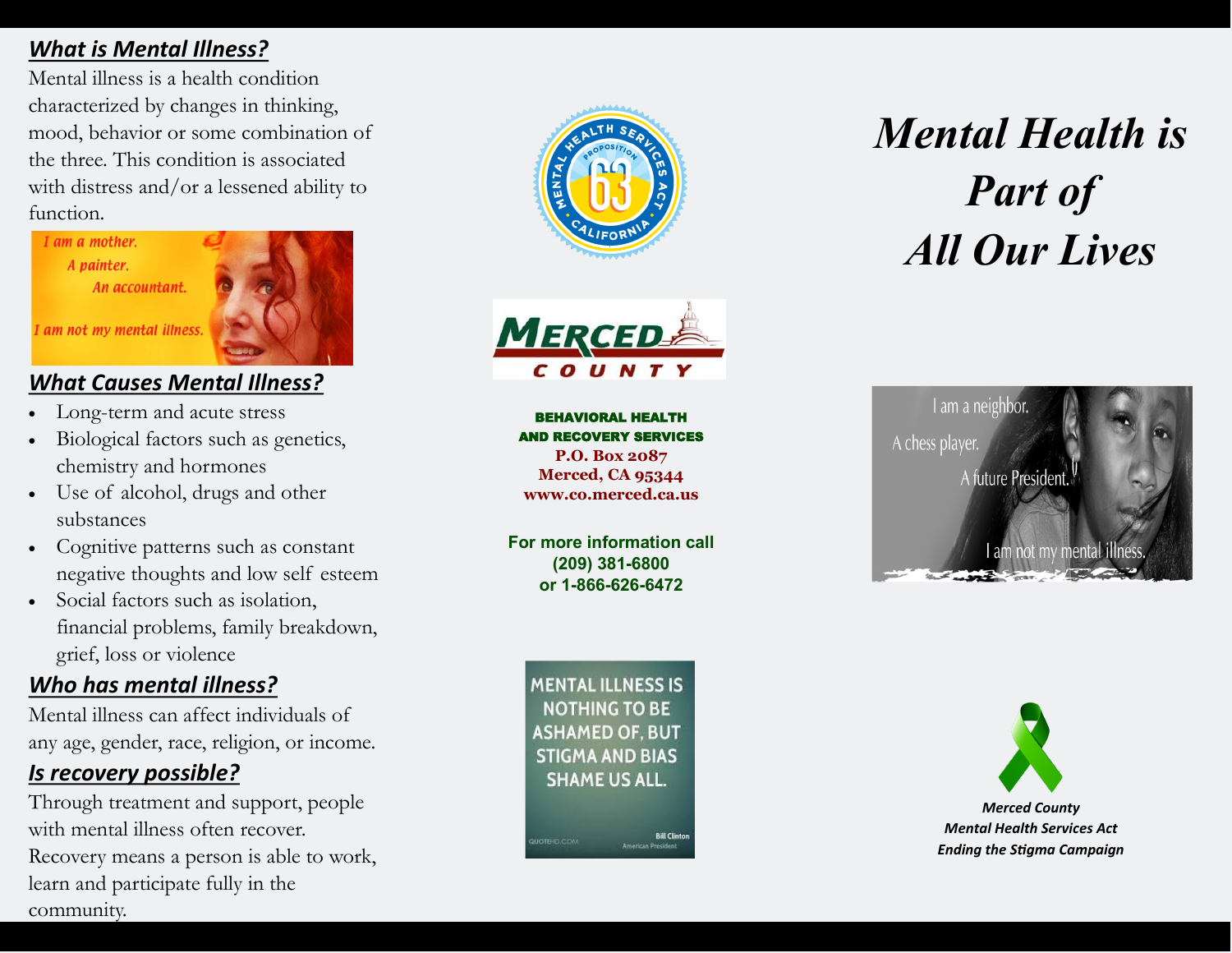## What is Mental Illness?

Mental illness is a health condition characterized by changes in thinking, mood, behavior or some combination of the three. This condition is associated with distress and/or a lessened ability to function.

I am a mother.
A painter.
An accountant.

I am not my mental illness.

## What Causes Mental Illness?

- Long-term and acute stress
- Biological factors such as genetics, chemistry and hormones
- Use of alcohol, drugs and other substances
- Cognitive patterns such as constant negative thoughts and low self esteem
- Social factors such as isolation, financial problems, family breakdown, grief, loss or violence

## Who has mental illness?

Mental illness can affect individuals of any age, gender, race, religion, or income.

## Is recovery possible?

Through treatment and support, people with mental illness often recover. Recovery means a person is able to work, learn and participate fully in the community.

MENTAL HEALTH SERVICES ACT
PROPOSITION 63
CALIFORNIA

MERCED COUNTY

**BEHAVIORAL HEALTH AND RECOVERY SERVICES**
**P.O. Box 2087**
**Merced, CA 95344**
**www.co.merced.ca.us**

**For more information call**
**(209) 381-6800**
**or 1-866-626-6472**

MENTAL ILLNESS IS NOTHING TO BE ASHAMED OF, BUT STIGMA AND BIAS SHAME US ALL.

Bill Clinton
American President

QUOTEHD.COM

# *Mental Health is Part of All Our Lives*

I am a neighbor.
A chess player.
A future President.

I am not my mental illness.

***Merced County***
***Mental Health Services Act***
***Ending the Stigma Campaign***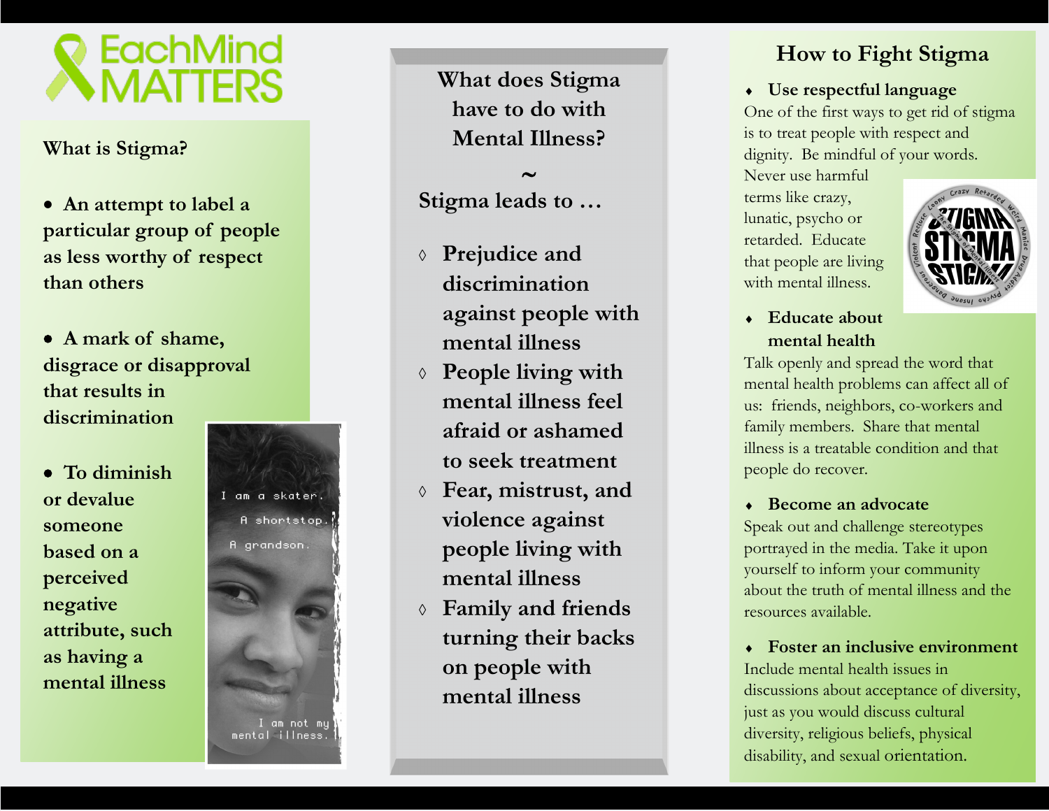# EachMind MATTERS

## What is Stigma?

- An attempt to label a particular group of people as less worthy of respect than others
- A mark of shame, disgrace or disapproval that results in discrimination
- To diminish or devalue someone based on a perceived negative attribute, such as having a mental illness

I am a skater.
A shortstop.
A grandson.

I am not my mental illness.

## What does Stigma have to do with Mental Illness?

~

**Stigma leads to …**

- Prejudice and discrimination against people with mental illness
- People living with mental illness feel afraid or ashamed to seek treatment
- Fear, mistrust, and violence against people living with mental illness
- Family and friends turning their backs on people with mental illness

## How to Fight Stigma

- **Use respectful language**

One of the first ways to get rid of stigma is to treat people with respect and dignity. Be mindful of your words. Never use harmful terms like crazy, lunatic, psycho or retarded. Educate that people are living with mental illness.

- **Educate about mental health**

Talk openly and spread the word that mental health problems can affect all of us: friends, neighbors, co-workers and family members. Share that mental illness is a treatable condition and that people do recover.

- **Become an advocate**

Speak out and challenge stereotypes portrayed in the media. Take it upon yourself to inform your community about the truth of mental illness and the resources available.

- **Foster an inclusive environment**

Include mental health issues in discussions about acceptance of diversity, just as you would discuss cultural diversity, religious beliefs, physical disability, and sexual orientation.